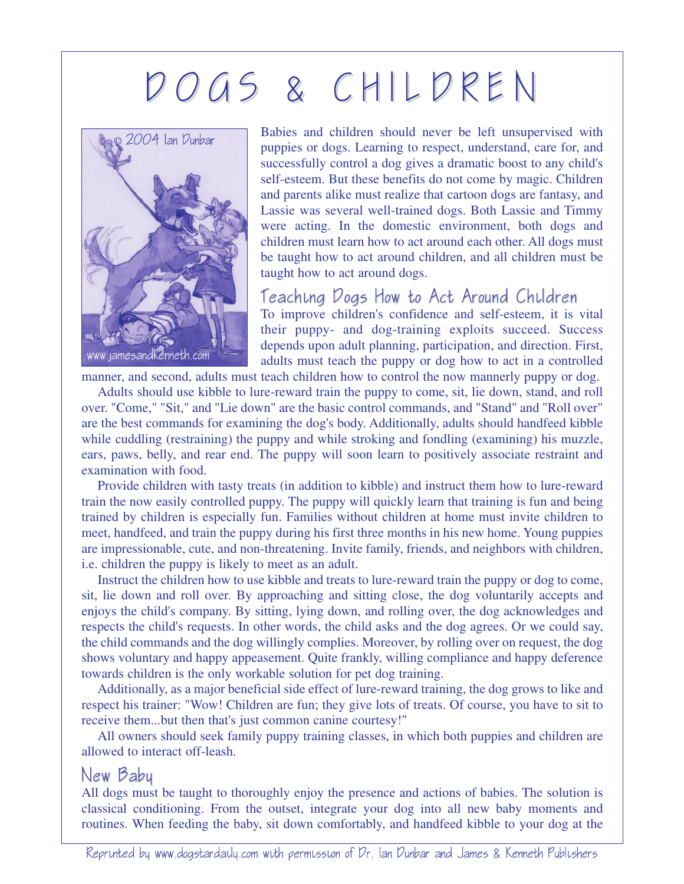# DOGS & CHILDREN

Babies and children should never be left unsupervised with puppies or dogs. Learning to respect, understand, care for, and successfully control a dog gives a dramatic boost to any child's self-esteem. But these benefits do not come by magic. Children and parents alike must realize that cartoon dogs are fantasy, and Lassie was several well-trained dogs. Both Lassie and Timmy were acting. In the domestic environment, both dogs and children must learn how to act around each other. All dogs must be taught how to act around children, and all children must be taught how to act around dogs.

## Teaching Dogs How to Act Around Children

To improve children's confidence and self-esteem, it is vital their puppy- and dog-training exploits succeed. Success depends upon adult planning, participation, and direction. First, adults must teach the puppy or dog how to act in a controlled manner, and second, adults must teach children how to control the now mannerly puppy or dog.

Adults should use kibble to lure-reward train the puppy to come, sit, lie down, stand, and roll over. "Come," "Sit," and "Lie down" are the basic control commands, and "Stand" and "Roll over" are the best commands for examining the dog's body. Additionally, adults should handfeed kibble while cuddling (restraining) the puppy and while stroking and fondling (examining) his muzzle, ears, paws, belly, and rear end. The puppy will soon learn to positively associate restraint and examination with food.

Provide children with tasty treats (in addition to kibble) and instruct them how to lure-reward train the now easily controlled puppy. The puppy will quickly learn that training is fun and being trained by children is especially fun. Families without children at home must invite children to meet, handfeed, and train the puppy during his first three months in his new home. Young puppies are impressionable, cute, and non-threatening. Invite family, friends, and neighbors with children, i.e. children the puppy is likely to meet as an adult.

Instruct the children how to use kibble and treats to lure-reward train the puppy or dog to come, sit, lie down and roll over. By approaching and sitting close, the dog voluntarily accepts and enjoys the child's company. By sitting, lying down, and rolling over, the dog acknowledges and respects the child's requests. In other words, the child asks and the dog agrees. Or we could say, the child commands and the dog willingly complies. Moreover, by rolling over on request, the dog shows voluntary and happy appeasement. Quite frankly, willing compliance and happy deference towards children is the only workable solution for pet dog training.

Additionally, as a major beneficial side effect of lure-reward training, the dog grows to like and respect his trainer: "Wow! Children are fun; they give lots of treats. Of course, you have to sit to receive them...but then that's just common canine courtesy!"

All owners should seek family puppy training classes, in which both puppies and children are allowed to interact off-leash.

## New Baby

All dogs must be taught to thoroughly enjoy the presence and actions of babies. The solution is classical conditioning. From the outset, integrate your dog into all new baby moments and routines. When feeding the baby, sit down comfortably, and handfeed kibble to your dog at the

Reprinted by www.dogstardaily.com with permission of Dr. Ian Dunbar and James & Kenneth Publishers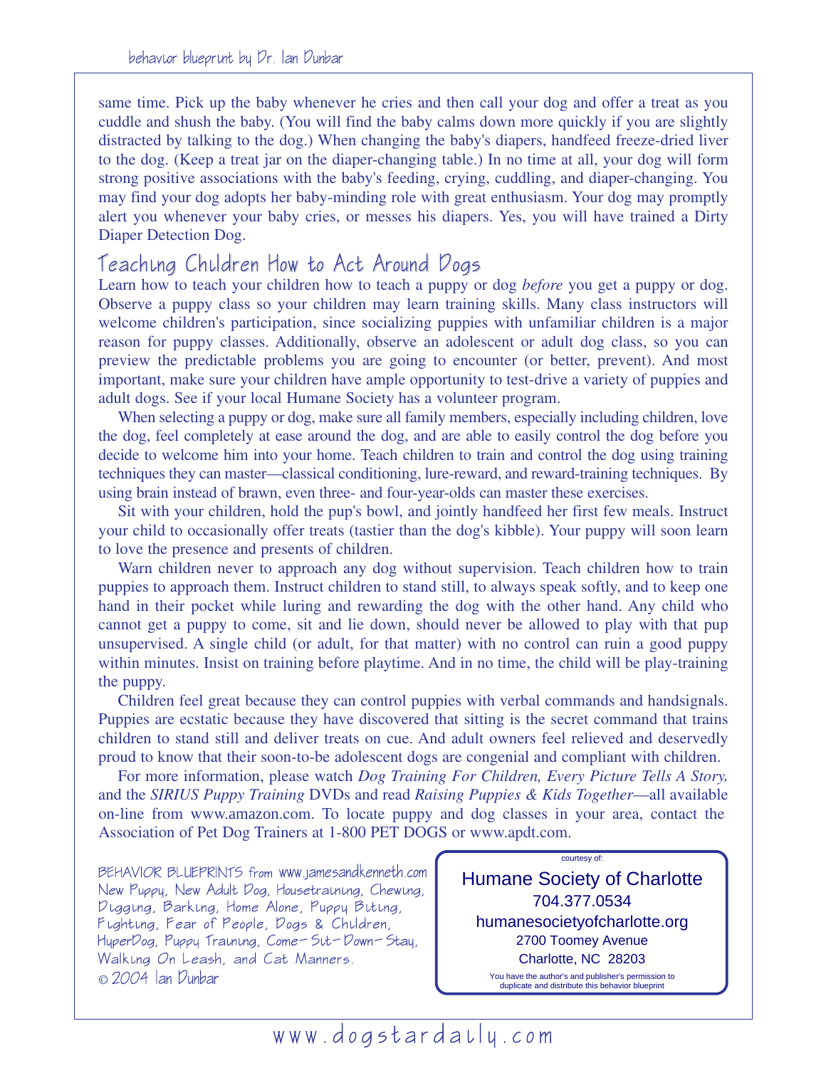same time. Pick up the baby whenever he cries and then call your dog and offer a treat as you cuddle and shush the baby. (You will find the baby calms down more quickly if you are slightly distracted by talking to the dog.) When changing the baby's diapers, handfeed freeze-dried liver to the dog. (Keep a treat jar on the diaper-changing table.) In no time at all, your dog will form strong positive associations with the baby's feeding, crying, cuddling, and diaper-changing. You may find your dog adopts her baby-minding role with great enthusiasm. Your dog may promptly alert you whenever your baby cries, or messes his diapers. Yes, you will have trained a Dirty Diaper Detection Dog.

## Teaching Children How to Act Around Dogs

Learn how to teach your children how to teach a puppy or dog *before* you get a puppy or dog. Observe a puppy class so your children may learn training skills. Many class instructors will welcome children's participation, since socializing puppies with unfamiliar children is a major reason for puppy classes. Additionally, observe an adolescent or adult dog class, so you can preview the predictable problems you are going to encounter (or better, prevent). And most important, make sure your children have ample opportunity to test-drive a variety of puppies and adult dogs. See if your local Humane Society has a volunteer program.

When selecting a puppy or dog, make sure all family members, especially including children, love the dog, feel completely at ease around the dog, and are able to easily control the dog before you decide to welcome him into your home. Teach children to train and control the dog using training techniques they can master—classical conditioning, lure-reward, and reward-training techniques. By using brain instead of brawn, even three- and four-year-olds can master these exercises.

Sit with your children, hold the pup's bowl, and jointly handfeed her first few meals. Instruct your child to occasionally offer treats (tastier than the dog's kibble). Your puppy will soon learn to love the presence and presents of children.

Warn children never to approach any dog without supervision. Teach children how to train puppies to approach them. Instruct children to stand still, to always speak softly, and to keep one hand in their pocket while luring and rewarding the dog with the other hand. Any child who cannot get a puppy to come, sit and lie down, should never be allowed to play with that pup unsupervised. A single child (or adult, for that matter) with no control can ruin a good puppy within minutes. Insist on training before playtime. And in no time, the child will be play-training the puppy.

Children feel great because they can control puppies with verbal commands and handsignals. Puppies are ecstatic because they have discovered that sitting is the secret command that trains children to stand still and deliver treats on cue. And adult owners feel relieved and deservedly proud to know that their soon-to-be adolescent dogs are congenial and compliant with children.

For more information, please watch *Dog Training For Children, Every Picture Tells A Story,* and the *SIRIUS Puppy Training* DVDs and read *Raising Puppies & Kids Together*—all available on-line from www.amazon.com. To locate puppy and dog classes in your area, contact the Association of Pet Dog Trainers at 1-800 PET DOGS or www.apdt.com.

BEHAVIOR BLUEPRINTS from www.jamesandkenneth.com
New Puppy, New Adult Dog, Housetraining, Chewing, Digging, Barking, Home Alone, Puppy Biting, Fighting, Fear of People, Dogs & Children, HyperDog, Puppy Training, Come-Sit-Down-Stay, Walking On Leash, and Cat Manners.
© 2004 Ian Dunbar

courtesy of:

Humane Society of Charlotte
704.377.0534
humanesocietyofcharlotte.org
2700 Toomey Avenue
Charlotte, NC 28203

You have the author's and publisher's permission to duplicate and distribute this behavior blueprint